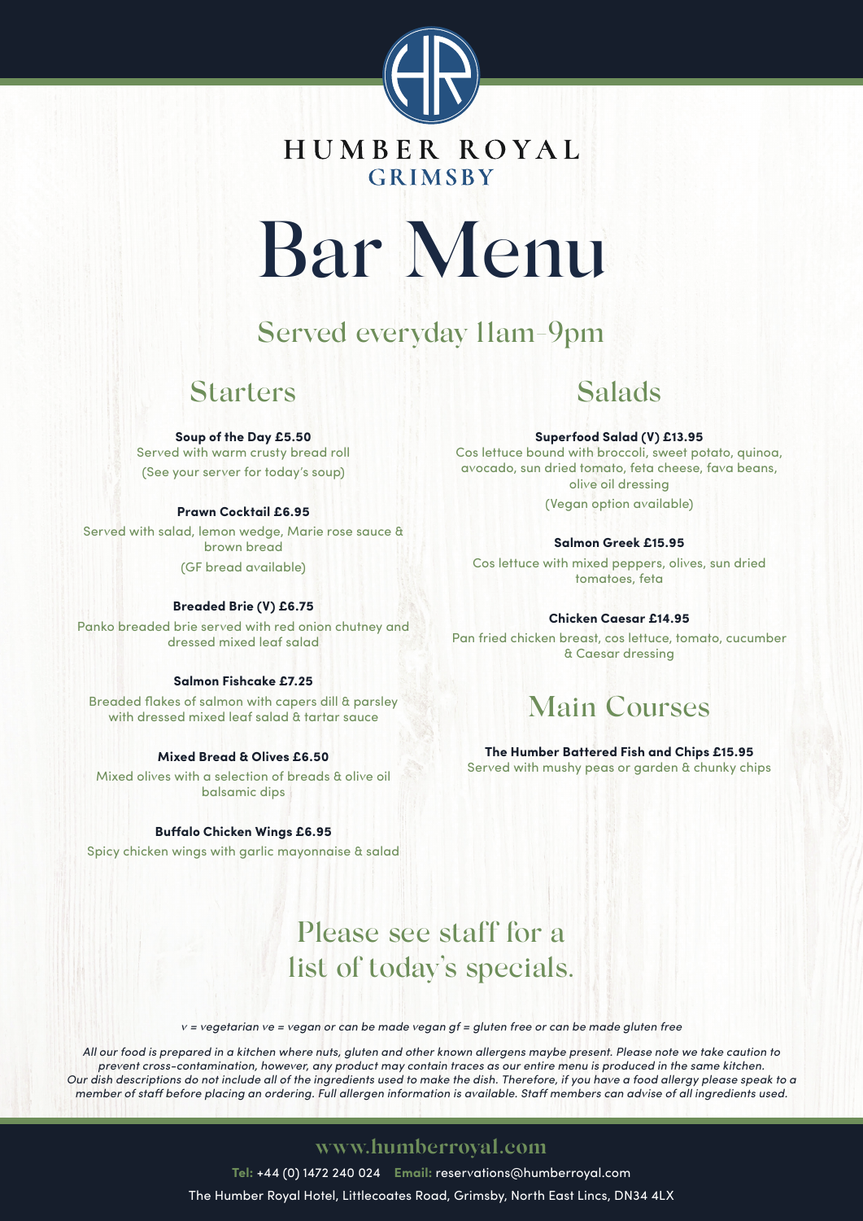HUMBER ROYAL
GRIMSBY

# Bar Menu

Served everyday 11am–9pm

## Starters

**Soup of the Day £5.50**
Served with warm crusty bread roll
(See your server for today's soup)

**Prawn Cocktail £6.95**
Served with salad, lemon wedge, Marie rose sauce & brown bread
(GF bread available)

**Breaded Brie (V) £6.75**
Panko breaded brie served with red onion chutney and dressed mixed leaf salad

**Salmon Fishcake £7.25**
Breaded flakes of salmon with capers dill & parsley with dressed mixed leaf salad & tartar sauce

**Mixed Bread & Olives £6.50**
Mixed olives with a selection of breads & olive oil balsamic dips

**Buffalo Chicken Wings £6.95**
Spicy chicken wings with garlic mayonnaise & salad

## Salads

**Superfood Salad (V) £13.95**
Cos lettuce bound with broccoli, sweet potato, quinoa, avocado, sun dried tomato, feta cheese, fava beans, olive oil dressing
(Vegan option available)

**Salmon Greek £15.95**
Cos lettuce with mixed peppers, olives, sun dried tomatoes, feta

**Chicken Caesar £14.95**
Pan fried chicken breast, cos lettuce, tomato, cucumber & Caesar dressing

## Main Courses

**The Humber Battered Fish and Chips £15.95**
Served with mushy peas or garden & chunky chips

Please see staff for a list of today's specials.

*v = vegetarian ve = vegan or can be made vegan gf = gluten free or can be made gluten free*

*All our food is prepared in a kitchen where nuts, gluten and other known allergens maybe present. Please note we take caution to prevent cross-contamination, however, any product may contain traces as our entire menu is produced in the same kitchen. Our dish descriptions do not include all of the ingredients used to make the dish. Therefore, if you have a food allergy please speak to a member of staff before placing an ordering. Full allergen information is available. Staff members can advise of all ingredients used.*

www.humberroyal.com

**Tel:** +44 (0) 1472 240 024 **Email:** reservations@humberroyal.com

The Humber Royal Hotel, Littlecoates Road, Grimsby, North East Lincs, DN34 4LX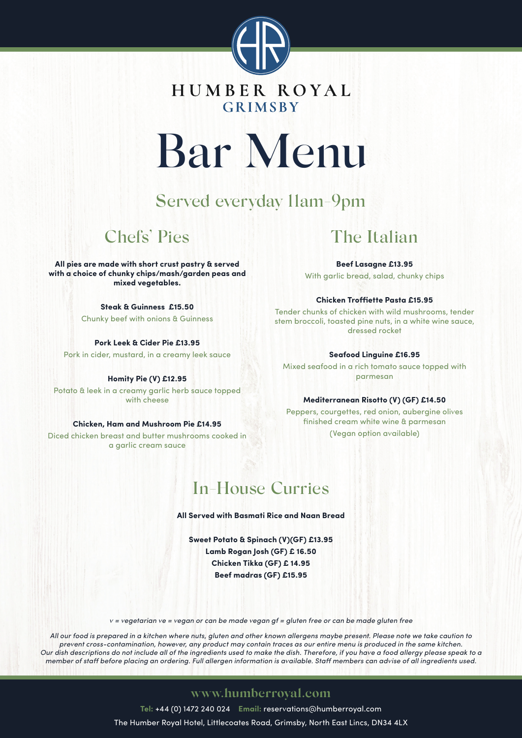HUMBER ROYAL
GRIMSBY

# Bar Menu

## Served everyday 11am-9pm

## Chefs' Pies

**All pies are made with short crust pastry & served with a choice of chunky chips/mash/garden peas and mixed vegetables.**

**Steak & Guinness £15.50**
Chunky beef with onions & Guinness

**Pork Leek & Cider Pie £13.95**
Pork in cider, mustard, in a creamy leek sauce

**Homity Pie (V) £12.95**
Potato & leek in a creamy garlic herb sauce topped with cheese

**Chicken, Ham and Mushroom Pie £14.95**
Diced chicken breast and butter mushrooms cooked in a garlic cream sauce

## The Italian

**Beef Lasagne £13.95**
With garlic bread, salad, chunky chips

**Chicken Troffiette Pasta £15.95**
Tender chunks of chicken with wild mushrooms, tender stem broccoli, toasted pine nuts, in a white wine sauce, dressed rocket

**Seafood Linguine £16.95**
Mixed seafood in a rich tomato sauce topped with parmesan

**Mediterranean Risotto (V) (GF) £14.50**
Peppers, courgettes, red onion, aubergine olives finished cream white wine & parmesan
(Vegan option available)

## In-House Curries

**All Served with Basmati Rice and Naan Bread**

**Sweet Potato & Spinach (V)(GF) £13.95**
**Lamb Rogan Josh (GF) £ 16.50**
**Chicken Tikka (GF) £ 14.95**
**Beef madras (GF) £15.95**

*v = vegetarian ve = vegan or can be made vegan gf = gluten free or can be made gluten free*

*All our food is prepared in a kitchen where nuts, gluten and other known allergens maybe present. Please note we take caution to prevent cross-contamination, however, any product may contain traces as our entire menu is produced in the same kitchen. Our dish descriptions do not include all of the ingredients used to make the dish. Therefore, if you have a food allergy please speak to a member of staff before placing an ordering. Full allergen information is available. Staff members can advise of all ingredients used.*

www.humberroyal.com

**Tel:** +44 (0) 1472 240 024 **Email:** reservations@humberroyal.com

The Humber Royal Hotel, Littlecoates Road, Grimsby, North East Lincs, DN34 4LX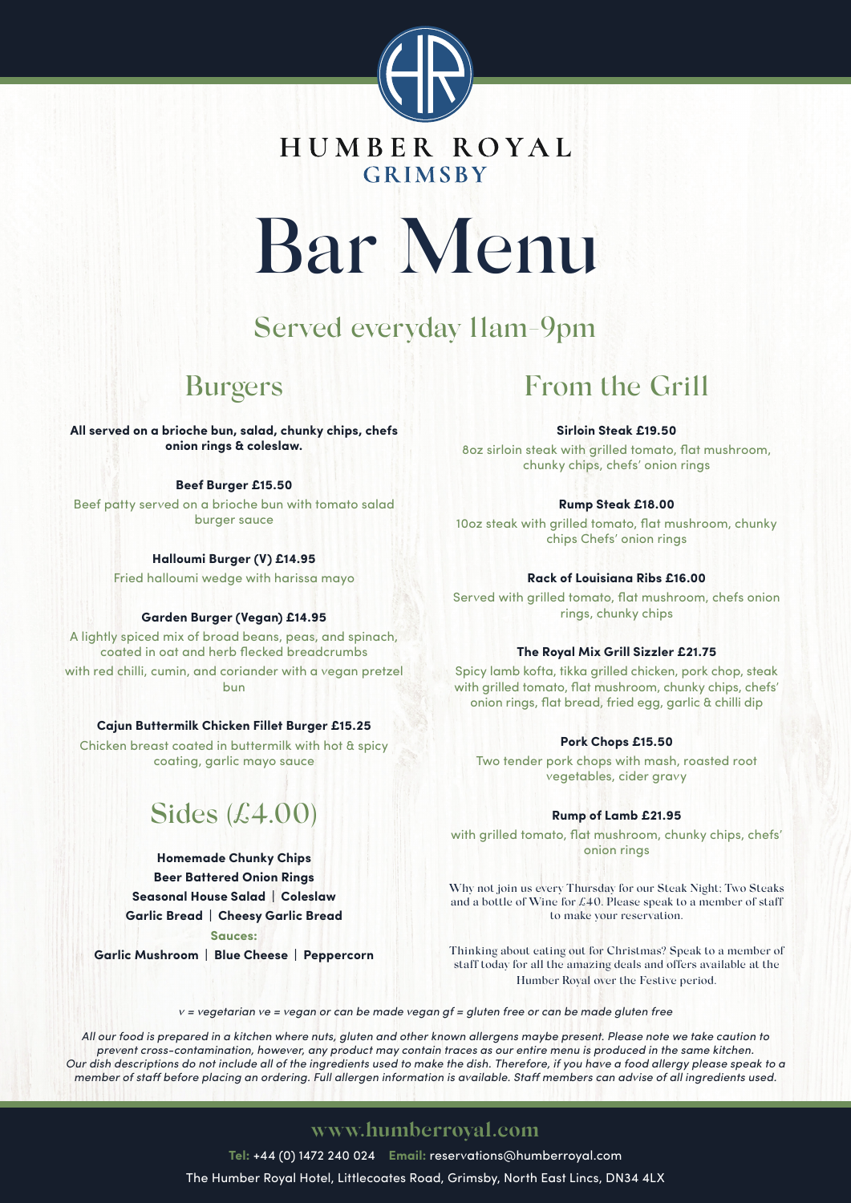HUMBER ROYAL
GRIMSBY

# Bar Menu

## Served everyday 11am-9pm

## Burgers

**All served on a brioche bun, salad, chunky chips, chefs onion rings & coleslaw.**

**Beef Burger £15.50**
Beef patty served on a brioche bun with tomato salad burger sauce

**Halloumi Burger (V) £14.95**
Fried halloumi wedge with harissa mayo

**Garden Burger (Vegan) £14.95**
A lightly spiced mix of broad beans, peas, and spinach, coated in oat and herb flecked breadcrumbs
with red chilli, cumin, and coriander with a vegan pretzel bun

**Cajun Buttermilk Chicken Fillet Burger £15.25**
Chicken breast coated in buttermilk with hot & spicy coating, garlic mayo sauce

## Sides (£4.00)

**Homemade Chunky Chips**
**Beer Battered Onion Rings**
**Seasonal House Salad | Coleslaw**
**Garlic Bread | Cheesy Garlic Bread**

**Sauces:**
**Garlic Mushroom | Blue Cheese | Peppercorn**

## From the Grill

**Sirloin Steak £19.50**
8oz sirloin steak with grilled tomato, flat mushroom, chunky chips, chefs' onion rings

**Rump Steak £18.00**
10oz steak with grilled tomato, flat mushroom, chunky chips Chefs' onion rings

**Rack of Louisiana Ribs £16.00**
Served with grilled tomato, flat mushroom, chefs onion rings, chunky chips

**The Royal Mix Grill Sizzler £21.75**
Spicy lamb kofta, tikka grilled chicken, pork chop, steak with grilled tomato, flat mushroom, chunky chips, chefs' onion rings, flat bread, fried egg, garlic & chilli dip

**Pork Chops £15.50**
Two tender pork chops with mash, roasted root vegetables, cider gravy

**Rump of Lamb £21.95**
with grilled tomato, flat mushroom, chunky chips, chefs' onion rings

Why not join us every Thursday for our Steak Night: Two Steaks and a bottle of Wine for £40. Please speak to a member of staff to make your reservation.

Thinking about eating out for Christmas? Speak to a member of staff today for all the amazing deals and offers available at the Humber Royal over the Festive period.

*v = vegetarian ve = vegan or can be made vegan gf = gluten free or can be made gluten free*

*All our food is prepared in a kitchen where nuts, gluten and other known allergens maybe present. Please note we take caution to prevent cross-contamination, however, any product may contain traces as our entire menu is produced in the same kitchen. Our dish descriptions do not include all of the ingredients used to make the dish. Therefore, if you have a food allergy please speak to a member of staff before placing an ordering. Full allergen information is available. Staff members can advise of all ingredients used.*

www.humberroyal.com

**Tel:** +44 (0) 1472 240 024 **Email:** reservations@humberroyal.com

The Humber Royal Hotel, Littlecoates Road, Grimsby, North East Lincs, DN34 4LX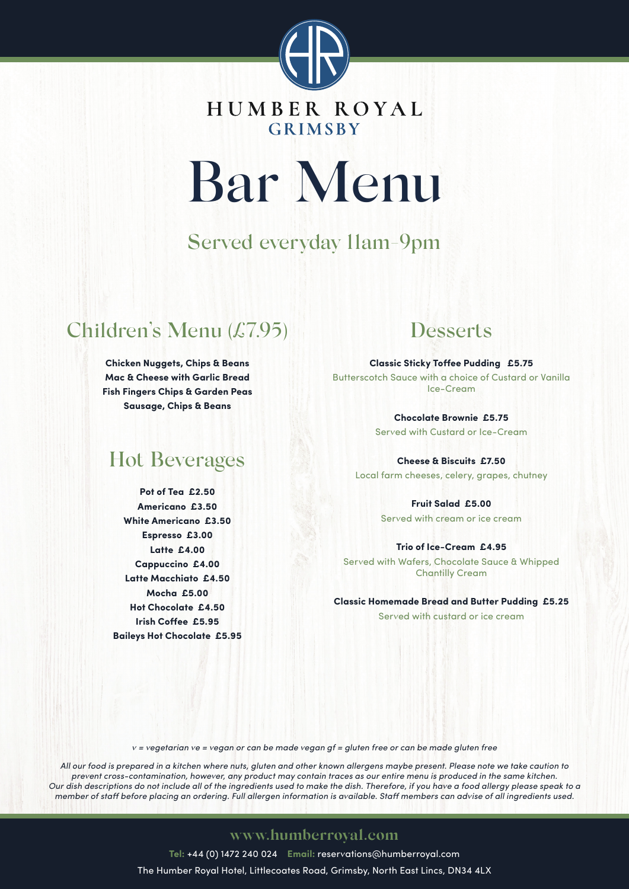HUMBER ROYAL
GRIMSBY

# Bar Menu

Served everyday 11am-9pm

## Children's Menu (£7.95)

**Chicken Nuggets, Chips & Beans**
**Mac & Cheese with Garlic Bread**
**Fish Fingers Chips & Garden Peas**
**Sausage, Chips & Beans**

## Hot Beverages

**Pot of Tea £2.50**
**Americano £3.50**
**White Americano £3.50**
**Espresso £3.00**
**Latte £4.00**
**Cappuccino £4.00**
**Latte Macchiato £4.50**
**Mocha £5.00**
**Hot Chocolate £4.50**
**Irish Coffee £5.95**
**Baileys Hot Chocolate £5.95**

## Desserts

**Classic Sticky Toffee Pudding £5.75**
Butterscotch Sauce with a choice of Custard or Vanilla Ice-Cream

**Chocolate Brownie £5.75**
Served with Custard or Ice-Cream

**Cheese & Biscuits £7.50**
Local farm cheeses, celery, grapes, chutney

**Fruit Salad £5.00**
Served with cream or ice cream

**Trio of Ice-Cream £4.95**
Served with Wafers, Chocolate Sauce & Whipped Chantilly Cream

**Classic Homemade Bread and Butter Pudding £5.25**
Served with custard or ice cream

*v = vegetarian ve = vegan or can be made vegan gf = gluten free or can be made gluten free*

*All our food is prepared in a kitchen where nuts, gluten and other known allergens maybe present. Please note we take caution to prevent cross-contamination, however, any product may contain traces as our entire menu is produced in the same kitchen. Our dish descriptions do not include all of the ingredients used to make the dish. Therefore, if you have a food allergy please speak to a member of staff before placing an ordering. Full allergen information is available. Staff members can advise of all ingredients used.*

www.humberroyal.com

Tel: +44 (0) 1472 240 024 Email: reservations@humberroyal.com

The Humber Royal Hotel, Littlecoates Road, Grimsby, North East Lincs, DN34 4LX